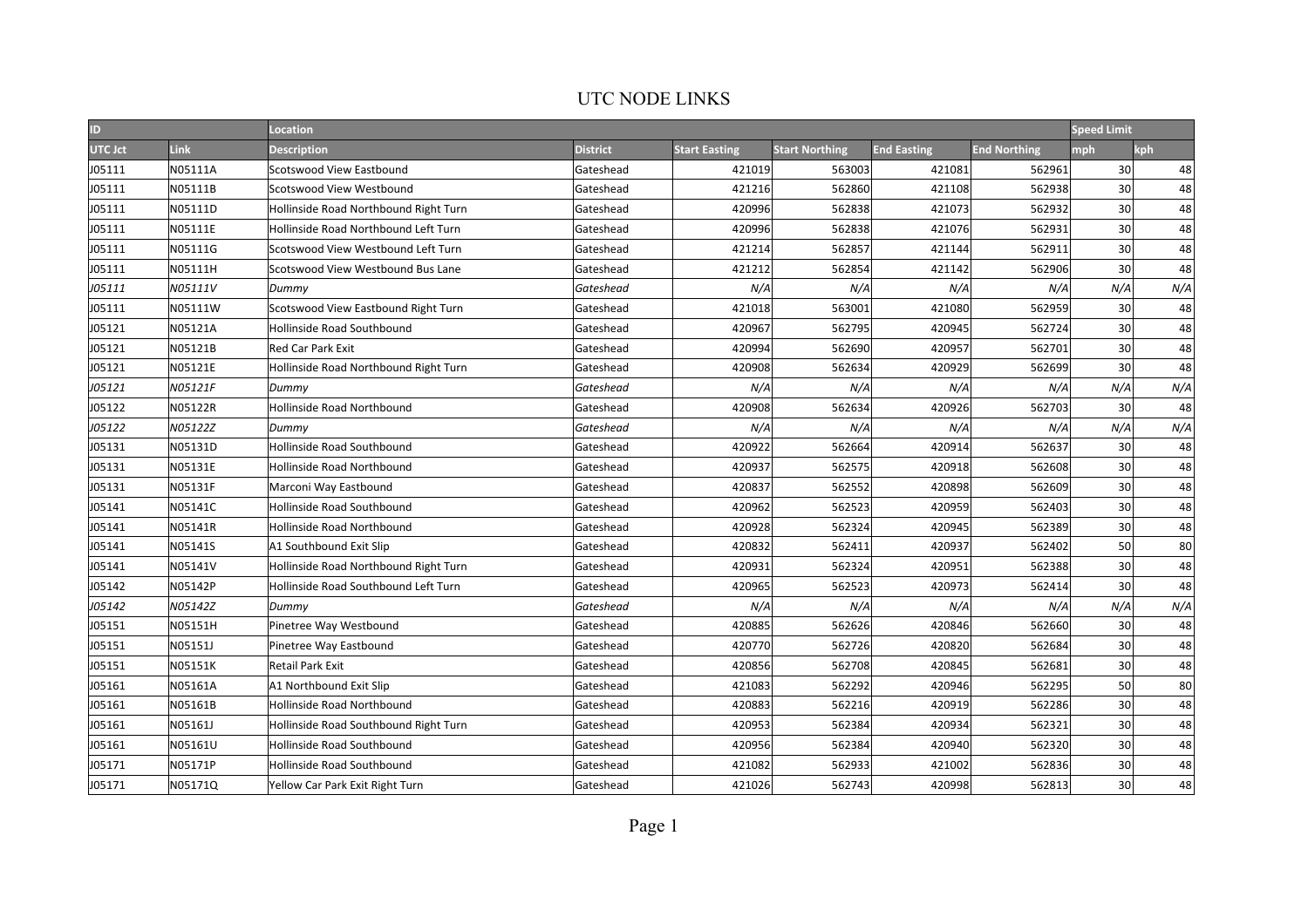# UTC NODE LINKS

| ID | | Location | | | | | | Speed Limit | |
|---|---|---|---|---|---|---|---|---|---|
| UTC Jct | Link | Description | District | Start Easting | Start Northing | End Easting | End Northing | mph | kph |
| J05111 | N05111A | Scotswood View Eastbound | Gateshead | 421019 | 563003 | 421081 | 562961 | 30 | 48 |
| J05111 | N05111B | Scotswood View Westbound | Gateshead | 421216 | 562860 | 421108 | 562938 | 30 | 48 |
| J05111 | N05111D | Hollinside Road Northbound Right Turn | Gateshead | 420996 | 562838 | 421073 | 562932 | 30 | 48 |
| J05111 | N05111E | Hollinside Road Northbound Left Turn | Gateshead | 420996 | 562838 | 421076 | 562931 | 30 | 48 |
| J05111 | N05111G | Scotswood View Westbound Left Turn | Gateshead | 421214 | 562857 | 421144 | 562911 | 30 | 48 |
| J05111 | N05111H | Scotswood View Westbound Bus Lane | Gateshead | 421212 | 562854 | 421142 | 562906 | 30 | 48 |
| *J05111* | *N05111V* | *Dummy* | *Gateshead* | *N/A* | *N/A* | *N/A* | *N/A* | *N/A* | *N/A* |
| J05111 | N05111W | Scotswood View Eastbound Right Turn | Gateshead | 421018 | 563001 | 421080 | 562959 | 30 | 48 |
| J05121 | N05121A | Hollinside Road Southbound | Gateshead | 420967 | 562795 | 420945 | 562724 | 30 | 48 |
| J05121 | N05121B | Red Car Park Exit | Gateshead | 420994 | 562690 | 420957 | 562701 | 30 | 48 |
| J05121 | N05121E | Hollinside Road Northbound Right Turn | Gateshead | 420908 | 562634 | 420929 | 562699 | 30 | 48 |
| *J05121* | *N05121F* | *Dummy* | *Gateshead* | *N/A* | *N/A* | *N/A* | *N/A* | *N/A* | *N/A* |
| J05122 | N05122R | Hollinside Road Northbound | Gateshead | 420908 | 562634 | 420926 | 562703 | 30 | 48 |
| *J05122* | *N05122Z* | *Dummy* | *Gateshead* | *N/A* | *N/A* | *N/A* | *N/A* | *N/A* | *N/A* |
| J05131 | N05131D | Hollinside Road Southbound | Gateshead | 420922 | 562664 | 420914 | 562637 | 30 | 48 |
| J05131 | N05131E | Hollinside Road Northbound | Gateshead | 420937 | 562575 | 420918 | 562608 | 30 | 48 |
| J05131 | N05131F | Marconi Way Eastbound | Gateshead | 420837 | 562552 | 420898 | 562609 | 30 | 48 |
| J05141 | N05141C | Hollinside Road Southbound | Gateshead | 420962 | 562523 | 420959 | 562403 | 30 | 48 |
| J05141 | N05141R | Hollinside Road Northbound | Gateshead | 420928 | 562324 | 420945 | 562389 | 30 | 48 |
| J05141 | N05141S | A1 Southbound Exit Slip | Gateshead | 420832 | 562411 | 420937 | 562402 | 50 | 80 |
| J05141 | N05141V | Hollinside Road Northbound Right Turn | Gateshead | 420931 | 562324 | 420951 | 562388 | 30 | 48 |
| J05142 | N05142P | Hollinside Road Southbound Left Turn | Gateshead | 420965 | 562523 | 420973 | 562414 | 30 | 48 |
| *J05142* | *N05142Z* | *Dummy* | *Gateshead* | *N/A* | *N/A* | *N/A* | *N/A* | *N/A* | *N/A* |
| J05151 | N05151H | Pinetree Way Westbound | Gateshead | 420885 | 562626 | 420846 | 562660 | 30 | 48 |
| J05151 | N05151J | Pinetree Way Eastbound | Gateshead | 420770 | 562726 | 420820 | 562684 | 30 | 48 |
| J05151 | N05151K | Retail Park Exit | Gateshead | 420856 | 562708 | 420845 | 562681 | 30 | 48 |
| J05161 | N05161A | A1 Northbound Exit Slip | Gateshead | 421083 | 562292 | 420946 | 562295 | 50 | 80 |
| J05161 | N05161B | Hollinside Road Northbound | Gateshead | 420883 | 562216 | 420919 | 562286 | 30 | 48 |
| J05161 | N05161J | Hollinside Road Southbound Right Turn | Gateshead | 420953 | 562384 | 420934 | 562321 | 30 | 48 |
| J05161 | N05161U | Hollinside Road Southbound | Gateshead | 420956 | 562384 | 420940 | 562320 | 30 | 48 |
| J05171 | N05171P | Hollinside Road Southbound | Gateshead | 421082 | 562933 | 421002 | 562836 | 30 | 48 |
| J05171 | N05171Q | Yellow Car Park Exit Right Turn | Gateshead | 421026 | 562743 | 420998 | 562813 | 30 | 48 |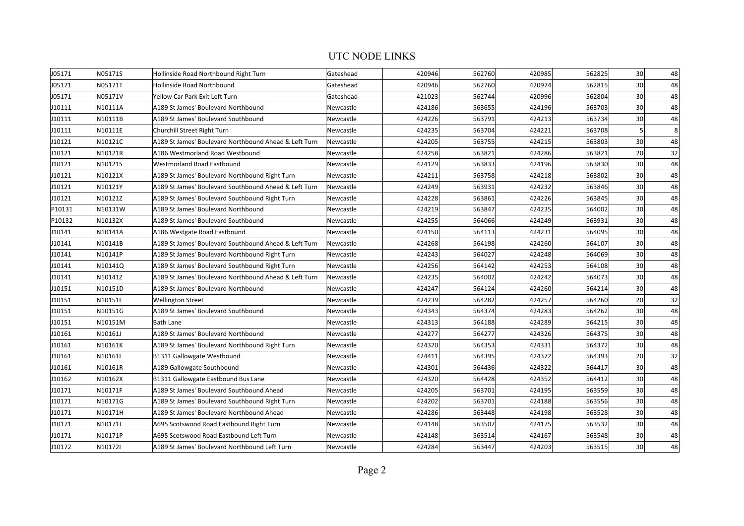# UTC NODE LINKS

| | | | | | | | | | |
|---|---|---|---|---|---|---|---|---|---|
| J05171 | N05171S | Hollinside Road Northbound Right Turn | Gateshead | 420946 | 562760 | 420985 | 562825 | 30 | 48 |
| J05171 | N05171T | Hollinside Road Northbound | Gateshead | 420946 | 562760 | 420974 | 562815 | 30 | 48 |
| J05171 | N05171V | Yellow Car Park Exit Left Turn | Gateshead | 421023 | 562744 | 420996 | 562804 | 30 | 48 |
| J10111 | N10111A | A189 St James' Boulevard Northbound | Newcastle | 424186 | 563655 | 424196 | 563703 | 30 | 48 |
| J10111 | N10111B | A189 St James' Boulevard Southbound | Newcastle | 424226 | 563791 | 424213 | 563734 | 30 | 48 |
| J10111 | N10111E | Churchill Street Right Turn | Newcastle | 424235 | 563704 | 424221 | 563708 | 5 | 8 |
| J10121 | N10121C | A189 St James' Boulevard Northbound Ahead & Left Turn | Newcastle | 424205 | 563755 | 424215 | 563803 | 30 | 48 |
| J10121 | N10121R | A186 Westmorland Road Westbound | Newcastle | 424258 | 563821 | 424286 | 563821 | 20 | 32 |
| J10121 | N10121S | Westmorland Road Eastbound | Newcastle | 424129 | 563833 | 424196 | 563830 | 30 | 48 |
| J10121 | N10121X | A189 St James' Boulevard Northbound Right Turn | Newcastle | 424211 | 563758 | 424218 | 563802 | 30 | 48 |
| J10121 | N10121Y | A189 St James' Boulevard Southbound Ahead & Left Turn | Newcastle | 424249 | 563931 | 424232 | 563846 | 30 | 48 |
| J10121 | N10121Z | A189 St James' Boulevard Southbound Right Turn | Newcastle | 424228 | 563861 | 424226 | 563845 | 30 | 48 |
| P10131 | N10131W | A189 St James' Boulevard Northbound | Newcastle | 424219 | 563847 | 424235 | 564002 | 30 | 48 |
| P10132 | N10132X | A189 St James' Boulevard Southbound | Newcastle | 424255 | 564066 | 424249 | 563931 | 30 | 48 |
| J10141 | N10141A | A186 Westgate Road Eastbound | Newcastle | 424150 | 564113 | 424231 | 564095 | 30 | 48 |
| J10141 | N10141B | A189 St James' Boulevard Southbound Ahead & Left Turn | Newcastle | 424268 | 564198 | 424260 | 564107 | 30 | 48 |
| J10141 | N10141P | A189 St James' Boulevard Northbound Right Turn | Newcastle | 424243 | 564027 | 424248 | 564069 | 30 | 48 |
| J10141 | N10141Q | A189 St James' Boulevard Southbound Right Turn | Newcastle | 424256 | 564142 | 424253 | 564108 | 30 | 48 |
| J10141 | N10141Z | A189 St James' Boulevard Northbound Ahead & Left Turn | Newcastle | 424235 | 564002 | 424242 | 564073 | 30 | 48 |
| J10151 | N10151D | A189 St James' Boulevard Northbound | Newcastle | 424247 | 564124 | 424260 | 564214 | 30 | 48 |
| J10151 | N10151F | Wellington Street | Newcastle | 424239 | 564282 | 424257 | 564260 | 20 | 32 |
| J10151 | N10151G | A189 St James' Boulevard Southbound | Newcastle | 424343 | 564374 | 424283 | 564262 | 30 | 48 |
| J10151 | N10151M | Bath Lane | Newcastle | 424313 | 564188 | 424289 | 564215 | 30 | 48 |
| J10161 | N10161J | A189 St James' Boulevard Northbound | Newcastle | 424277 | 564277 | 424326 | 564375 | 30 | 48 |
| J10161 | N10161K | A189 St James' Boulevard Northbound Right Turn | Newcastle | 424320 | 564353 | 424331 | 564372 | 30 | 48 |
| J10161 | N10161L | B1311 Gallowgate Westbound | Newcastle | 424411 | 564395 | 424372 | 564393 | 20 | 32 |
| J10161 | N10161R | A189 Gallowgate Southbound | Newcastle | 424301 | 564436 | 424322 | 564417 | 30 | 48 |
| J10162 | N10162X | B1311 Gallowgate Eastbound Bus Lane | Newcastle | 424320 | 564428 | 424352 | 564412 | 30 | 48 |
| J10171 | N10171F | A189 St James' Boulevard Southbound Ahead | Newcastle | 424205 | 563701 | 424195 | 563559 | 30 | 48 |
| J10171 | N10171G | A189 St James' Boulevard Southbound Right Turn | Newcastle | 424202 | 563701 | 424188 | 563556 | 30 | 48 |
| J10171 | N10171H | A189 St James' Boulevard Northbound Ahead | Newcastle | 424286 | 563448 | 424198 | 563528 | 30 | 48 |
| J10171 | N10171J | A695 Scotswood Road Eastbound Right Turn | Newcastle | 424148 | 563507 | 424175 | 563532 | 30 | 48 |
| J10171 | N10171P | A695 Scotswood Road Eastbound Left Turn | Newcastle | 424148 | 563514 | 424167 | 563548 | 30 | 48 |
| J10172 | N10172I | A189 St James' Boulevard Northbound Left Turn | Newcastle | 424284 | 563447 | 424203 | 563515 | 30 | 48 |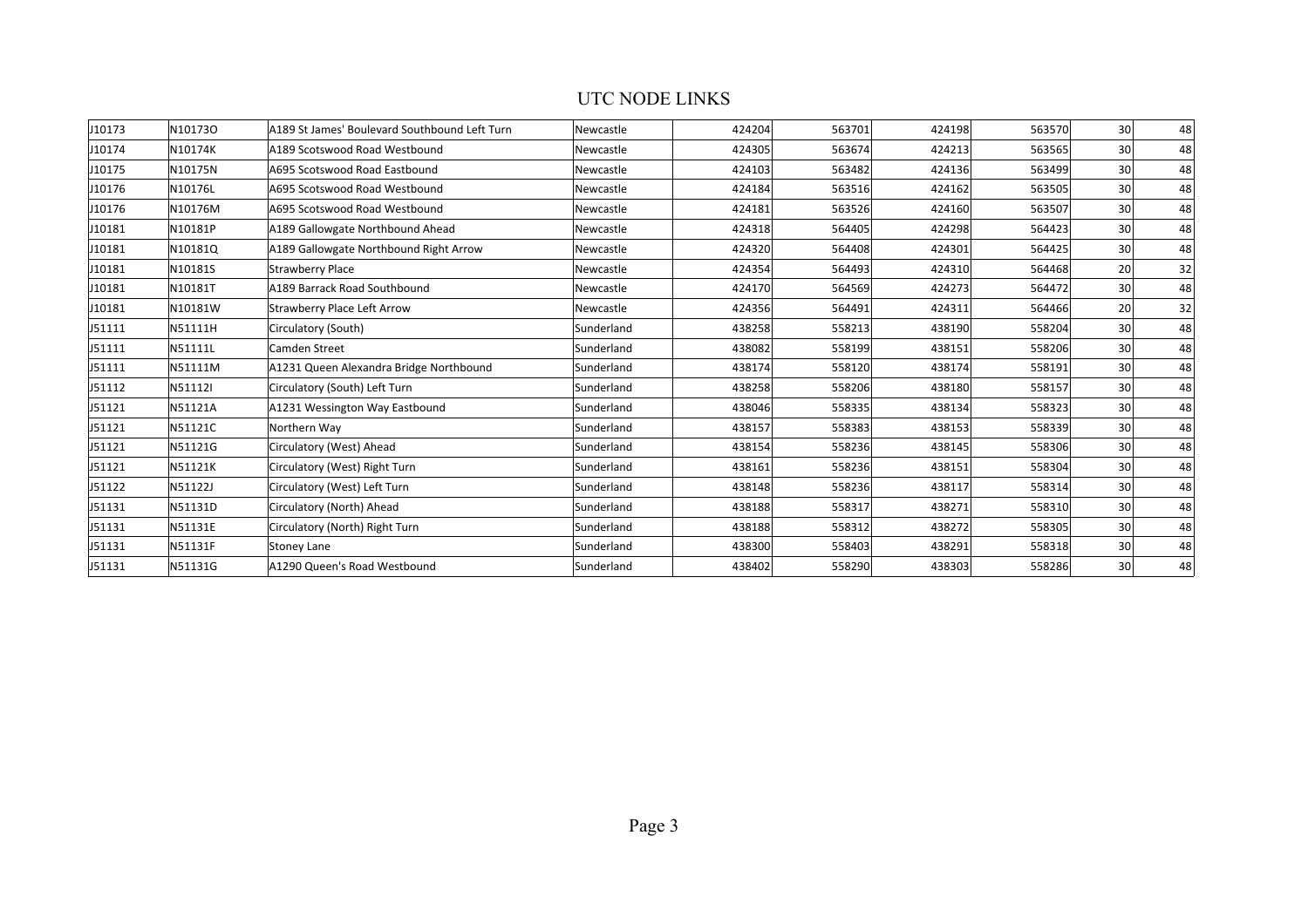# UTC NODE LINKS

| | | | | | | | | | |
|---|---|---|---|---|---|---|---|---|---|
| J10173 | N10173O | A189 St James' Boulevard Southbound Left Turn | Newcastle | 424204 | 563701 | 424198 | 563570 | 30 | 48 |
| J10174 | N10174K | A189 Scotswood Road Westbound | Newcastle | 424305 | 563674 | 424213 | 563565 | 30 | 48 |
| J10175 | N10175N | A695 Scotswood Road Eastbound | Newcastle | 424103 | 563482 | 424136 | 563499 | 30 | 48 |
| J10176 | N10176L | A695 Scotswood Road Westbound | Newcastle | 424184 | 563516 | 424162 | 563505 | 30 | 48 |
| J10176 | N10176M | A695 Scotswood Road Westbound | Newcastle | 424181 | 563526 | 424160 | 563507 | 30 | 48 |
| J10181 | N10181P | A189 Gallowgate Northbound Ahead | Newcastle | 424318 | 564405 | 424298 | 564423 | 30 | 48 |
| J10181 | N10181Q | A189 Gallowgate Northbound Right Arrow | Newcastle | 424320 | 564408 | 424301 | 564425 | 30 | 48 |
| J10181 | N10181S | Strawberry Place | Newcastle | 424354 | 564493 | 424310 | 564468 | 20 | 32 |
| J10181 | N10181T | A189 Barrack Road Southbound | Newcastle | 424170 | 564569 | 424273 | 564472 | 30 | 48 |
| J10181 | N10181W | Strawberry Place Left Arrow | Newcastle | 424356 | 564491 | 424311 | 564466 | 20 | 32 |
| J51111 | N51111H | Circulatory (South) | Sunderland | 438258 | 558213 | 438190 | 558204 | 30 | 48 |
| J51111 | N51111L | Camden Street | Sunderland | 438082 | 558199 | 438151 | 558206 | 30 | 48 |
| J51111 | N51111M | A1231 Queen Alexandra Bridge Northbound | Sunderland | 438174 | 558120 | 438174 | 558191 | 30 | 48 |
| J51112 | N51112I | Circulatory (South) Left Turn | Sunderland | 438258 | 558206 | 438180 | 558157 | 30 | 48 |
| J51121 | N51121A | A1231 Wessington Way Eastbound | Sunderland | 438046 | 558335 | 438134 | 558323 | 30 | 48 |
| J51121 | N51121C | Northern Way | Sunderland | 438157 | 558383 | 438153 | 558339 | 30 | 48 |
| J51121 | N51121G | Circulatory (West) Ahead | Sunderland | 438154 | 558236 | 438145 | 558306 | 30 | 48 |
| J51121 | N51121K | Circulatory (West) Right Turn | Sunderland | 438161 | 558236 | 438151 | 558304 | 30 | 48 |
| J51122 | N51122J | Circulatory (West) Left Turn | Sunderland | 438148 | 558236 | 438117 | 558314 | 30 | 48 |
| J51131 | N51131D | Circulatory (North) Ahead | Sunderland | 438188 | 558317 | 438271 | 558310 | 30 | 48 |
| J51131 | N51131E | Circulatory (North) Right Turn | Sunderland | 438188 | 558312 | 438272 | 558305 | 30 | 48 |
| J51131 | N51131F | Stoney Lane | Sunderland | 438300 | 558403 | 438291 | 558318 | 30 | 48 |
| J51131 | N51131G | A1290 Queen's Road Westbound | Sunderland | 438402 | 558290 | 438303 | 558286 | 30 | 48 |